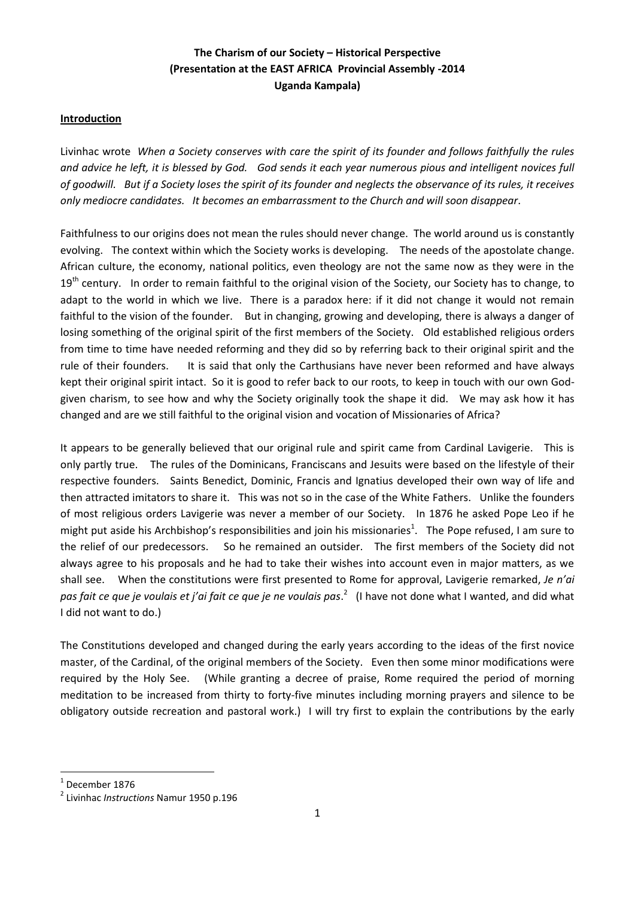**The Charism of our Society – Historical Perspective**
**(Presentation at the EAST AFRICA Provincial Assembly -2014**
**Uganda Kampala)**

## Introduction

Livinhac wrote *When a Society conserves with care the spirit of its founder and follows faithfully the rules and advice he left, it is blessed by God. God sends it each year numerous pious and intelligent novices full of goodwill. But if a Society loses the spirit of its founder and neglects the observance of its rules, it receives only mediocre candidates. It becomes an embarrassment to the Church and will soon disappear*.

Faithfulness to our origins does not mean the rules should never change. The world around us is constantly evolving. The context within which the Society works is developing. The needs of the apostolate change. African culture, the economy, national politics, even theology are not the same now as they were in the 19th century. In order to remain faithful to the original vision of the Society, our Society has to change, to adapt to the world in which we live. There is a paradox here: if it did not change it would not remain faithful to the vision of the founder. But in changing, growing and developing, there is always a danger of losing something of the original spirit of the first members of the Society. Old established religious orders from time to time have needed reforming and they did so by referring back to their original spirit and the rule of their founders. It is said that only the Carthusians have never been reformed and have always kept their original spirit intact. So it is good to refer back to our roots, to keep in touch with our own God-given charism, to see how and why the Society originally took the shape it did. We may ask how it has changed and are we still faithful to the original vision and vocation of Missionaries of Africa?

It appears to be generally believed that our original rule and spirit came from Cardinal Lavigerie. This is only partly true. The rules of the Dominicans, Franciscans and Jesuits were based on the lifestyle of their respective founders. Saints Benedict, Dominic, Francis and Ignatius developed their own way of life and then attracted imitators to share it. This was not so in the case of the White Fathers. Unlike the founders of most religious orders Lavigerie was never a member of our Society. In 1876 he asked Pope Leo if he might put aside his Archbishop's responsibilities and join his missionaries[1]. The Pope refused, I am sure to the relief of our predecessors. So he remained an outsider. The first members of the Society did not always agree to his proposals and he had to take their wishes into account even in major matters, as we shall see. When the constitutions were first presented to Rome for approval, Lavigerie remarked, *Je n'ai pas fait ce que je voulais et j'ai fait ce que je ne voulais pas*.[2] (I have not done what I wanted, and did what I did not want to do.)

The Constitutions developed and changed during the early years according to the ideas of the first novice master, of the Cardinal, of the original members of the Society. Even then some minor modifications were required by the Holy See. (While granting a decree of praise, Rome required the period of morning meditation to be increased from thirty to forty-five minutes including morning prayers and silence to be obligatory outside recreation and pastoral work.) I will try first to explain the contributions by the early

---

[1] December 1876

[2] Livinhac *Instructions* Namur 1950 p.196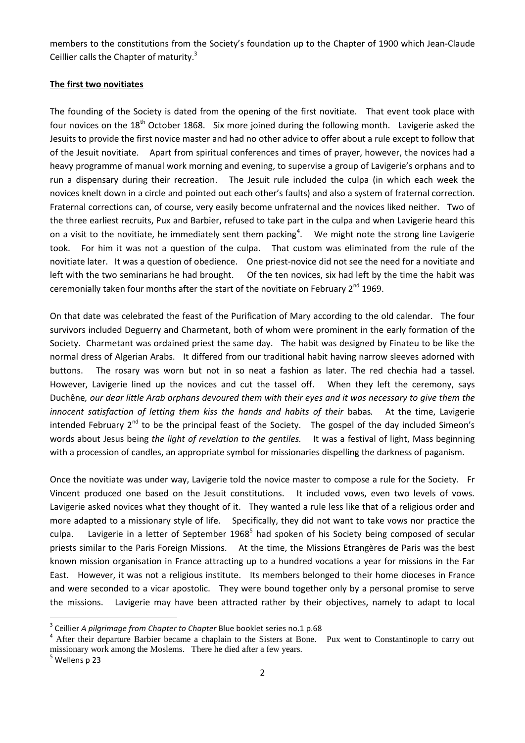members to the constitutions from the Society's foundation up to the Chapter of 1900 which Jean-Claude Ceillier calls the Chapter of maturity.[3]

**The first two novitiates**

The founding of the Society is dated from the opening of the first novitiate. That event took place with four novices on the 18th October 1868. Six more joined during the following month. Lavigerie asked the Jesuits to provide the first novice master and had no other advice to offer about a rule except to follow that of the Jesuit novitiate. Apart from spiritual conferences and times of prayer, however, the novices had a heavy programme of manual work morning and evening, to supervise a group of Lavigerie's orphans and to run a dispensary during their recreation. The Jesuit rule included the culpa (in which each week the novices knelt down in a circle and pointed out each other's faults) and also a system of fraternal correction. Fraternal corrections can, of course, very easily become unfraternal and the novices liked neither. Two of the three earliest recruits, Pux and Barbier, refused to take part in the culpa and when Lavigerie heard this on a visit to the novitiate, he immediately sent them packing[4]. We might note the strong line Lavigerie took. For him it was not a question of the culpa. That custom was eliminated from the rule of the novitiate later. It was a question of obedience. One priest-novice did not see the need for a novitiate and left with the two seminarians he had brought. Of the ten novices, six had left by the time the habit was ceremonially taken four months after the start of the novitiate on February 2nd 1969.

On that date was celebrated the feast of the Purification of Mary according to the old calendar. The four survivors included Deguerry and Charmetant, both of whom were prominent in the early formation of the Society. Charmetant was ordained priest the same day. The habit was designed by Finateu to be like the normal dress of Algerian Arabs. It differed from our traditional habit having narrow sleeves adorned with buttons. The rosary was worn but not in so neat a fashion as later. The red chechia had a tassel. However, Lavigerie lined up the novices and cut the tassel off. When they left the ceremony, says Duchêne*, our dear little Arab orphans devoured them with their eyes and it was necessary to give them the innocent satisfaction of letting them kiss the hands and habits of their* babas*.* At the time, Lavigerie intended February 2nd to be the principal feast of the Society. The gospel of the day included Simeon's words about Jesus being *the light of revelation to the gentiles.* It was a festival of light, Mass beginning with a procession of candles, an appropriate symbol for missionaries dispelling the darkness of paganism.

Once the novitiate was under way, Lavigerie told the novice master to compose a rule for the Society. Fr Vincent produced one based on the Jesuit constitutions. It included vows, even two levels of vows. Lavigerie asked novices what they thought of it. They wanted a rule less like that of a religious order and more adapted to a missionary style of life. Specifically, they did not want to take vows nor practice the culpa. Lavigerie in a letter of September 1968[5] had spoken of his Society being composed of secular priests similar to the Paris Foreign Missions. At the time, the Missions Etrangères de Paris was the best known mission organisation in France attracting up to a hundred vocations a year for missions in the Far East. However, it was not a religious institute. Its members belonged to their home dioceses in France and were seconded to a vicar apostolic. They were bound together only by a personal promise to serve the missions. Lavigerie may have been attracted rather by their objectives, namely to adapt to local

---

[3] Ceillier *A pilgrimage from Chapter to Chapter* Blue booklet series no.1 p.68

[4] After their departure Barbier became a chaplain to the Sisters at Bone. Pux went to Constantinople to carry out missionary work among the Moslems. There he died after a few years.

[5] Wellens p 23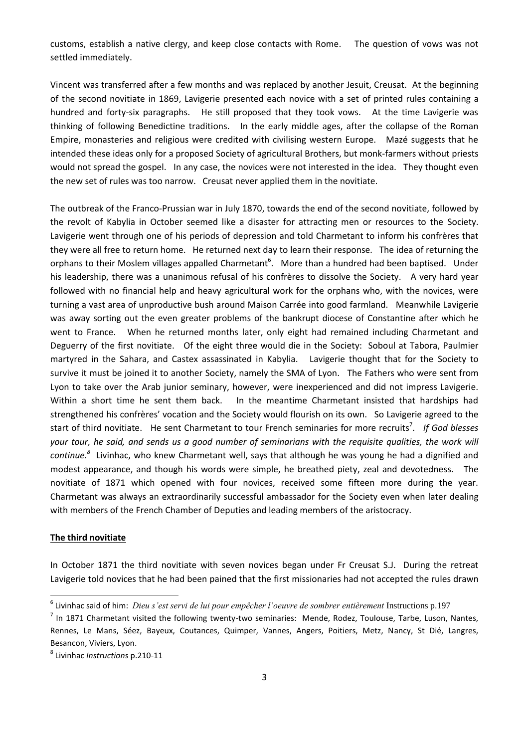customs, establish a native clergy, and keep close contacts with Rome. The question of vows was not settled immediately.

Vincent was transferred after a few months and was replaced by another Jesuit, Creusat. At the beginning of the second novitiate in 1869, Lavigerie presented each novice with a set of printed rules containing a hundred and forty-six paragraphs. He still proposed that they took vows. At the time Lavigerie was thinking of following Benedictine traditions. In the early middle ages, after the collapse of the Roman Empire, monasteries and religious were credited with civilising western Europe. Mazé suggests that he intended these ideas only for a proposed Society of agricultural Brothers, but monk-farmers without priests would not spread the gospel. In any case, the novices were not interested in the idea. They thought even the new set of rules was too narrow. Creusat never applied them in the novitiate.

The outbreak of the Franco-Prussian war in July 1870, towards the end of the second novitiate, followed by the revolt of Kabylia in October seemed like a disaster for attracting men or resources to the Society. Lavigerie went through one of his periods of depression and told Charmetant to inform his confrères that they were all free to return home. He returned next day to learn their response. The idea of returning the orphans to their Moslem villages appalled Charmetant[6]. More than a hundred had been baptised. Under his leadership, there was a unanimous refusal of his confrères to dissolve the Society. A very hard year followed with no financial help and heavy agricultural work for the orphans who, with the novices, were turning a vast area of unproductive bush around Maison Carrée into good farmland. Meanwhile Lavigerie was away sorting out the even greater problems of the bankrupt diocese of Constantine after which he went to France. When he returned months later, only eight had remained including Charmetant and Deguerry of the first novitiate. Of the eight three would die in the Society: Soboul at Tabora, Paulmier martyred in the Sahara, and Castex assassinated in Kabylia. Lavigerie thought that for the Society to survive it must be joined it to another Society, namely the SMA of Lyon. The Fathers who were sent from Lyon to take over the Arab junior seminary, however, were inexperienced and did not impress Lavigerie. Within a short time he sent them back. In the meantime Charmetant insisted that hardships had strengthened his confrères' vocation and the Society would flourish on its own. So Lavigerie agreed to the start of third novitiate. He sent Charmetant to tour French seminaries for more recruits[7]. *If God blesses your tour, he said, and sends us a good number of seminarians with the requisite qualities, the work will continue.*[8] Livinhac, who knew Charmetant well, says that although he was young he had a dignified and modest appearance, and though his words were simple, he breathed piety, zeal and devotedness. The novitiate of 1871 which opened with four novices, received some fifteen more during the year. Charmetant was always an extraordinarily successful ambassador for the Society even when later dealing with members of the French Chamber of Deputies and leading members of the aristocracy.

## The third novitiate

In October 1871 the third novitiate with seven novices began under Fr Creusat S.J. During the retreat Lavigerie told novices that he had been pained that the first missionaries had not accepted the rules drawn

---

[6] Livinhac said of him: *Dieu s'est servi de lui pour empêcher l'oeuvre de sombrer entièrement* Instructions p.197

[7] In 1871 Charmetant visited the following twenty-two seminaries: Mende, Rodez, Toulouse, Tarbe, Luson, Nantes, Rennes, Le Mans, Séez, Bayeux, Coutances, Quimper, Vannes, Angers, Poitiers, Metz, Nancy, St Dié, Langres, Besancon, Viviers, Lyon.

[8] Livinhac *Instructions* p.210-11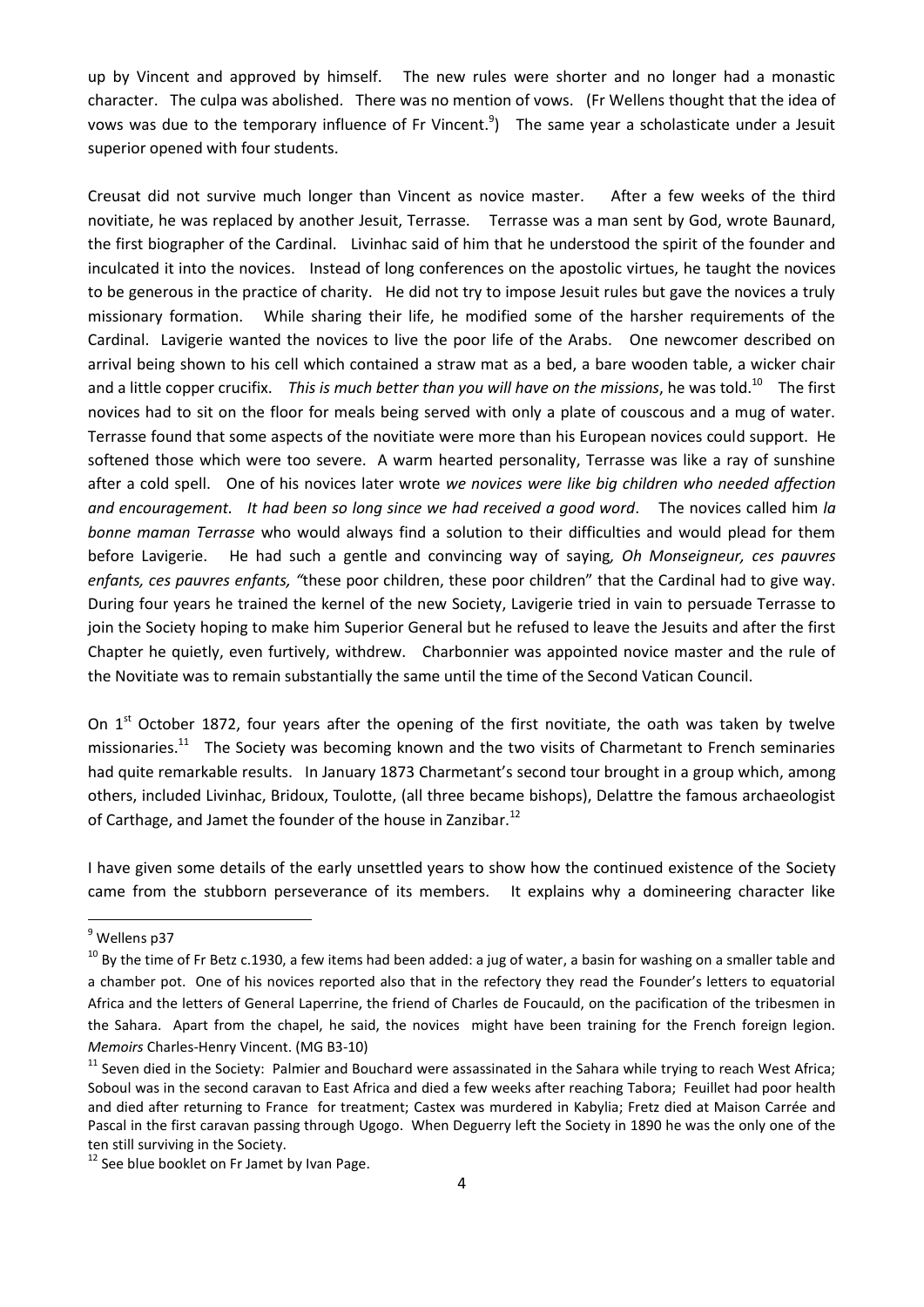up by Vincent and approved by himself. The new rules were shorter and no longer had a monastic character. The culpa was abolished. There was no mention of vows. (Fr Wellens thought that the idea of vows was due to the temporary influence of Fr Vincent.[9]) The same year a scholasticate under a Jesuit superior opened with four students.

Creusat did not survive much longer than Vincent as novice master. After a few weeks of the third novitiate, he was replaced by another Jesuit, Terrasse. Terrasse was a man sent by God, wrote Baunard, the first biographer of the Cardinal. Livinhac said of him that he understood the spirit of the founder and inculcated it into the novices. Instead of long conferences on the apostolic virtues, he taught the novices to be generous in the practice of charity. He did not try to impose Jesuit rules but gave the novices a truly missionary formation. While sharing their life, he modified some of the harsher requirements of the Cardinal. Lavigerie wanted the novices to live the poor life of the Arabs. One newcomer described on arrival being shown to his cell which contained a straw mat as a bed, a bare wooden table, a wicker chair and a little copper crucifix. *This is much better than you will have on the missions*, he was told.[10] The first novices had to sit on the floor for meals being served with only a plate of couscous and a mug of water. Terrasse found that some aspects of the novitiate were more than his European novices could support. He softened those which were too severe. A warm hearted personality, Terrasse was like a ray of sunshine after a cold spell. One of his novices later wrote *we novices were like big children who needed affection and encouragement. It had been so long since we had received a good word*. The novices called him *la bonne maman Terrasse* who would always find a solution to their difficulties and would plead for them before Lavigerie. He had such a gentle and convincing way of saying*, Oh Monseigneur, ces pauvres enfants, ces pauvres enfants, "*these poor children, these poor children" that the Cardinal had to give way. During four years he trained the kernel of the new Society, Lavigerie tried in vain to persuade Terrasse to join the Society hoping to make him Superior General but he refused to leave the Jesuits and after the first Chapter he quietly, even furtively, withdrew. Charbonnier was appointed novice master and the rule of the Novitiate was to remain substantially the same until the time of the Second Vatican Council.

On 1st October 1872, four years after the opening of the first novitiate, the oath was taken by twelve missionaries.[11] The Society was becoming known and the two visits of Charmetant to French seminaries had quite remarkable results. In January 1873 Charmetant's second tour brought in a group which, among others, included Livinhac, Bridoux, Toulotte, (all three became bishops), Delattre the famous archaeologist of Carthage, and Jamet the founder of the house in Zanzibar.[12]

I have given some details of the early unsettled years to show how the continued existence of the Society came from the stubborn perseverance of its members. It explains why a domineering character like

---

[9] Wellens p37

[10] By the time of Fr Betz c.1930, a few items had been added: a jug of water, a basin for washing on a smaller table and a chamber pot. One of his novices reported also that in the refectory they read the Founder's letters to equatorial Africa and the letters of General Laperrine, the friend of Charles de Foucauld, on the pacification of the tribesmen in the Sahara. Apart from the chapel, he said, the novices might have been training for the French foreign legion. *Memoirs* Charles-Henry Vincent. (MG B3-10)

[11] Seven died in the Society: Palmier and Bouchard were assassinated in the Sahara while trying to reach West Africa; Soboul was in the second caravan to East Africa and died a few weeks after reaching Tabora; Feuillet had poor health and died after returning to France for treatment; Castex was murdered in Kabylia; Fretz died at Maison Carrée and Pascal in the first caravan passing through Ugogo. When Deguerry left the Society in 1890 he was the only one of the ten still surviving in the Society.

[12] See blue booklet on Fr Jamet by Ivan Page.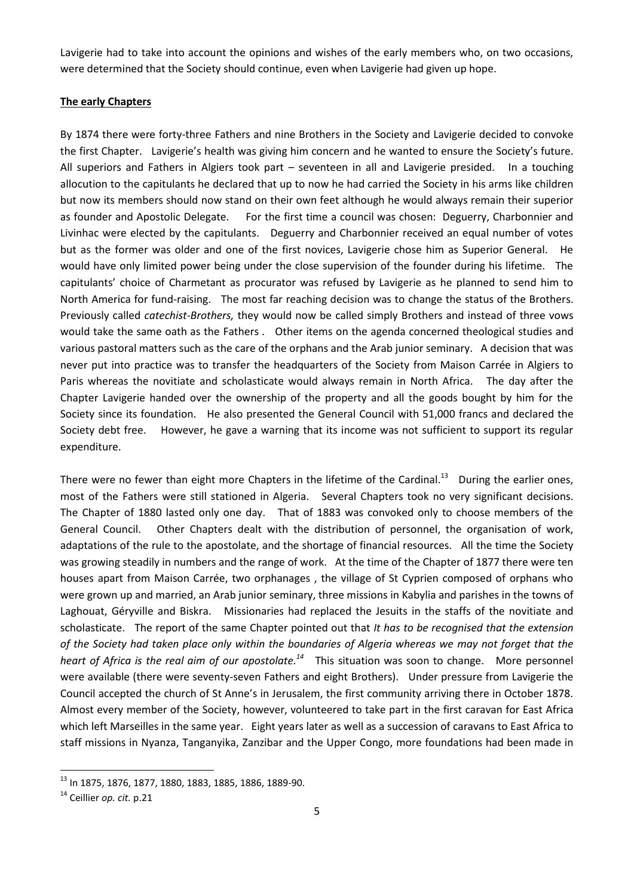Lavigerie had to take into account the opinions and wishes of the early members who, on two occasions, were determined that the Society should continue, even when Lavigerie had given up hope.

## The early Chapters

By 1874 there were forty-three Fathers and nine Brothers in the Society and Lavigerie decided to convoke the first Chapter. Lavigerie's health was giving him concern and he wanted to ensure the Society's future. All superiors and Fathers in Algiers took part – seventeen in all and Lavigerie presided. In a touching allocution to the capitulants he declared that up to now he had carried the Society in his arms like children but now its members should now stand on their own feet although he would always remain their superior as founder and Apostolic Delegate. For the first time a council was chosen: Deguerry, Charbonnier and Livinhac were elected by the capitulants. Deguerry and Charbonnier received an equal number of votes but as the former was older and one of the first novices, Lavigerie chose him as Superior General. He would have only limited power being under the close supervision of the founder during his lifetime. The capitulants' choice of Charmetant as procurator was refused by Lavigerie as he planned to send him to North America for fund-raising. The most far reaching decision was to change the status of the Brothers. Previously called *catechist-Brothers,* they would now be called simply Brothers and instead of three vows would take the same oath as the Fathers . Other items on the agenda concerned theological studies and various pastoral matters such as the care of the orphans and the Arab junior seminary. A decision that was never put into practice was to transfer the headquarters of the Society from Maison Carrée in Algiers to Paris whereas the novitiate and scholasticate would always remain in North Africa. The day after the Chapter Lavigerie handed over the ownership of the property and all the goods bought by him for the Society since its foundation. He also presented the General Council with 51,000 francs and declared the Society debt free. However, he gave a warning that its income was not sufficient to support its regular expenditure.

There were no fewer than eight more Chapters in the lifetime of the Cardinal.[13] During the earlier ones, most of the Fathers were still stationed in Algeria. Several Chapters took no very significant decisions. The Chapter of 1880 lasted only one day. That of 1883 was convoked only to choose members of the General Council. Other Chapters dealt with the distribution of personnel, the organisation of work, adaptations of the rule to the apostolate, and the shortage of financial resources. All the time the Society was growing steadily in numbers and the range of work. At the time of the Chapter of 1877 there were ten houses apart from Maison Carrée, two orphanages , the village of St Cyprien composed of orphans who were grown up and married, an Arab junior seminary, three missions in Kabylia and parishes in the towns of Laghouat, Géryville and Biskra. Missionaries had replaced the Jesuits in the staffs of the novitiate and scholasticate. The report of the same Chapter pointed out that *It has to be recognised that the extension of the Society had taken place only within the boundaries of Algeria whereas we may not forget that the heart of Africa is the real aim of our apostolate.*[14] This situation was soon to change. More personnel were available (there were seventy-seven Fathers and eight Brothers). Under pressure from Lavigerie the Council accepted the church of St Anne's in Jerusalem, the first community arriving there in October 1878. Almost every member of the Society, however, volunteered to take part in the first caravan for East Africa which left Marseilles in the same year. Eight years later as well as a succession of caravans to East Africa to staff missions in Nyanza, Tanganyika, Zanzibar and the Upper Congo, more foundations had been made in

---

[13] In 1875, 1876, 1877, 1880, 1883, 1885, 1886, 1889-90.

[14] Ceillier *op. cit.* p.21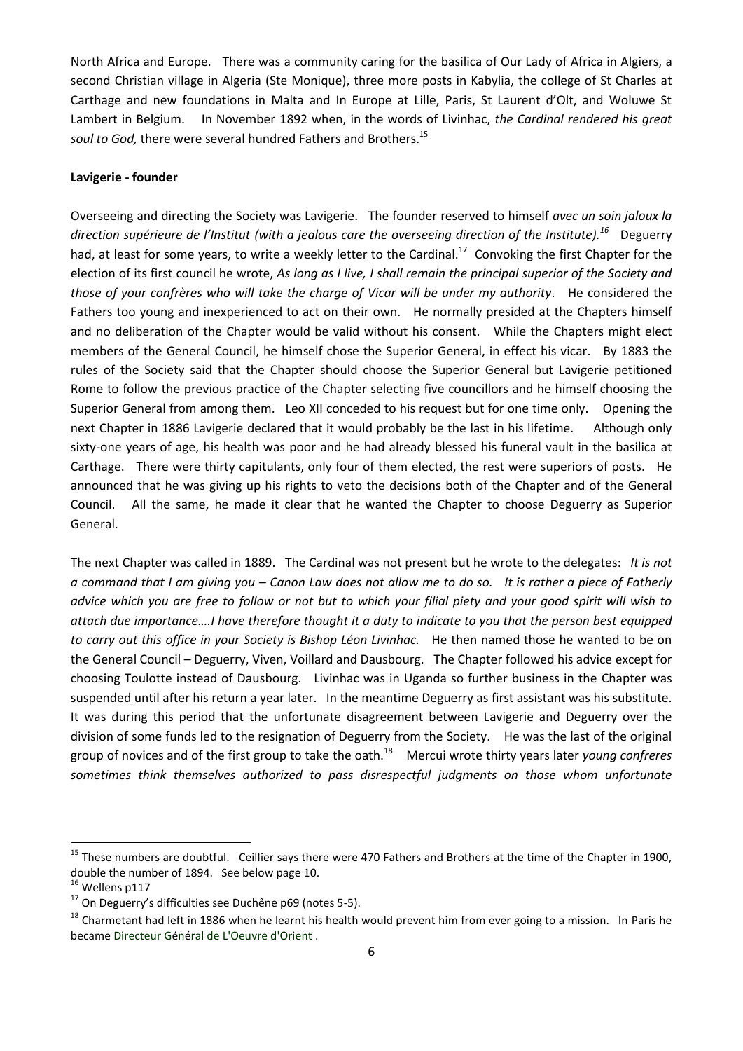North Africa and Europe. There was a community caring for the basilica of Our Lady of Africa in Algiers, a second Christian village in Algeria (Ste Monique), three more posts in Kabylia, the college of St Charles at Carthage and new foundations in Malta and In Europe at Lille, Paris, St Laurent d'Olt, and Woluwe St Lambert in Belgium. In November 1892 when, in the words of Livinhac, *the Cardinal rendered his great soul to God,* there were several hundred Fathers and Brothers.[15]

**Lavigerie - founder**

Overseeing and directing the Society was Lavigerie. The founder reserved to himself *avec un soin jaloux la direction supérieure de l'Institut (with a jealous care the overseeing direction of the Institute).*[16] Deguerry had, at least for some years, to write a weekly letter to the Cardinal.[17] Convoking the first Chapter for the election of its first council he wrote, *As long as I live, I shall remain the principal superior of the Society and those of your confrères who will take the charge of Vicar will be under my authority*. He considered the Fathers too young and inexperienced to act on their own. He normally presided at the Chapters himself and no deliberation of the Chapter would be valid without his consent. While the Chapters might elect members of the General Council, he himself chose the Superior General, in effect his vicar. By 1883 the rules of the Society said that the Chapter should choose the Superior General but Lavigerie petitioned Rome to follow the previous practice of the Chapter selecting five councillors and he himself choosing the Superior General from among them. Leo XII conceded to his request but for one time only. Opening the next Chapter in 1886 Lavigerie declared that it would probably be the last in his lifetime. Although only sixty-one years of age, his health was poor and he had already blessed his funeral vault in the basilica at Carthage. There were thirty capitulants, only four of them elected, the rest were superiors of posts. He announced that he was giving up his rights to veto the decisions both of the Chapter and of the General Council. All the same, he made it clear that he wanted the Chapter to choose Deguerry as Superior General.

The next Chapter was called in 1889. The Cardinal was not present but he wrote to the delegates: *It is not a command that I am giving you – Canon Law does not allow me to do so. It is rather a piece of Fatherly advice which you are free to follow or not but to which your filial piety and your good spirit will wish to attach due importance….I have therefore thought it a duty to indicate to you that the person best equipped to carry out this office in your Society is Bishop Léon Livinhac.* He then named those he wanted to be on the General Council – Deguerry, Viven, Voillard and Dausbourg. The Chapter followed his advice except for choosing Toulotte instead of Dausbourg. Livinhac was in Uganda so further business in the Chapter was suspended until after his return a year later. In the meantime Deguerry as first assistant was his substitute. It was during this period that the unfortunate disagreement between Lavigerie and Deguerry over the division of some funds led to the resignation of Deguerry from the Society. He was the last of the original group of novices and of the first group to take the oath.[18] Mercui wrote thirty years later *young confreres sometimes think themselves authorized to pass disrespectful judgments on those whom unfortunate*

---

[15] These numbers are doubtful. Ceillier says there were 470 Fathers and Brothers at the time of the Chapter in 1900, double the number of 1894. See below page 10.

[16] Wellens p117

[17] On Deguerry's difficulties see Duchêne p69 (notes 5-5).

[18] Charmetant had left in 1886 when he learnt his health would prevent him from ever going to a mission. In Paris he became Directeur Général de L'Oeuvre d'Orient .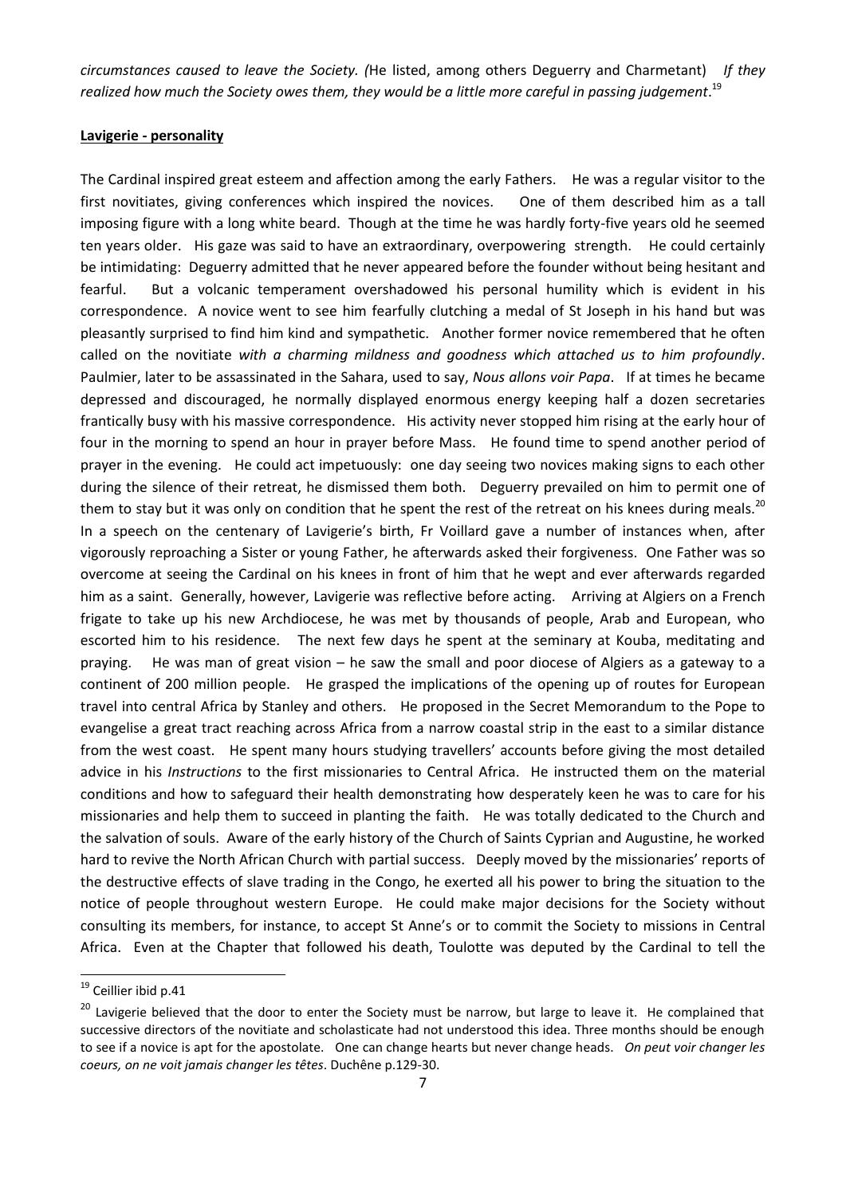*circumstances caused to leave the Society. (*He listed, among others Deguerry and Charmetant) *If they realized how much the Society owes them, they would be a little more careful in passing judgement*.[19]

**Lavigerie - personality**

The Cardinal inspired great esteem and affection among the early Fathers. He was a regular visitor to the first novitiates, giving conferences which inspired the novices. One of them described him as a tall imposing figure with a long white beard. Though at the time he was hardly forty-five years old he seemed ten years older. His gaze was said to have an extraordinary, overpowering strength. He could certainly be intimidating: Deguerry admitted that he never appeared before the founder without being hesitant and fearful. But a volcanic temperament overshadowed his personal humility which is evident in his correspondence. A novice went to see him fearfully clutching a medal of St Joseph in his hand but was pleasantly surprised to find him kind and sympathetic. Another former novice remembered that he often called on the novitiate *with a charming mildness and goodness which attached us to him profoundly*. Paulmier, later to be assassinated in the Sahara, used to say, *Nous allons voir Papa*. If at times he became depressed and discouraged, he normally displayed enormous energy keeping half a dozen secretaries frantically busy with his massive correspondence. His activity never stopped him rising at the early hour of four in the morning to spend an hour in prayer before Mass. He found time to spend another period of prayer in the evening. He could act impetuously: one day seeing two novices making signs to each other during the silence of their retreat, he dismissed them both. Deguerry prevailed on him to permit one of them to stay but it was only on condition that he spent the rest of the retreat on his knees during meals.[20] In a speech on the centenary of Lavigerie's birth, Fr Voillard gave a number of instances when, after vigorously reproaching a Sister or young Father, he afterwards asked their forgiveness. One Father was so overcome at seeing the Cardinal on his knees in front of him that he wept and ever afterwards regarded him as a saint. Generally, however, Lavigerie was reflective before acting. Arriving at Algiers on a French frigate to take up his new Archdiocese, he was met by thousands of people, Arab and European, who escorted him to his residence. The next few days he spent at the seminary at Kouba, meditating and praying. He was man of great vision – he saw the small and poor diocese of Algiers as a gateway to a continent of 200 million people. He grasped the implications of the opening up of routes for European travel into central Africa by Stanley and others. He proposed in the Secret Memorandum to the Pope to evangelise a great tract reaching across Africa from a narrow coastal strip in the east to a similar distance from the west coast. He spent many hours studying travellers' accounts before giving the most detailed advice in his *Instructions* to the first missionaries to Central Africa. He instructed them on the material conditions and how to safeguard their health demonstrating how desperately keen he was to care for his missionaries and help them to succeed in planting the faith. He was totally dedicated to the Church and the salvation of souls. Aware of the early history of the Church of Saints Cyprian and Augustine, he worked hard to revive the North African Church with partial success. Deeply moved by the missionaries' reports of the destructive effects of slave trading in the Congo, he exerted all his power to bring the situation to the notice of people throughout western Europe. He could make major decisions for the Society without consulting its members, for instance, to accept St Anne's or to commit the Society to missions in Central Africa. Even at the Chapter that followed his death, Toulotte was deputed by the Cardinal to tell the

---

[19] Ceillier ibid p.41

[20] Lavigerie believed that the door to enter the Society must be narrow, but large to leave it. He complained that successive directors of the novitiate and scholasticate had not understood this idea. Three months should be enough to see if a novice is apt for the apostolate. One can change hearts but never change heads. *On peut voir changer les coeurs, on ne voit jamais changer les têtes*. Duchêne p.129-30.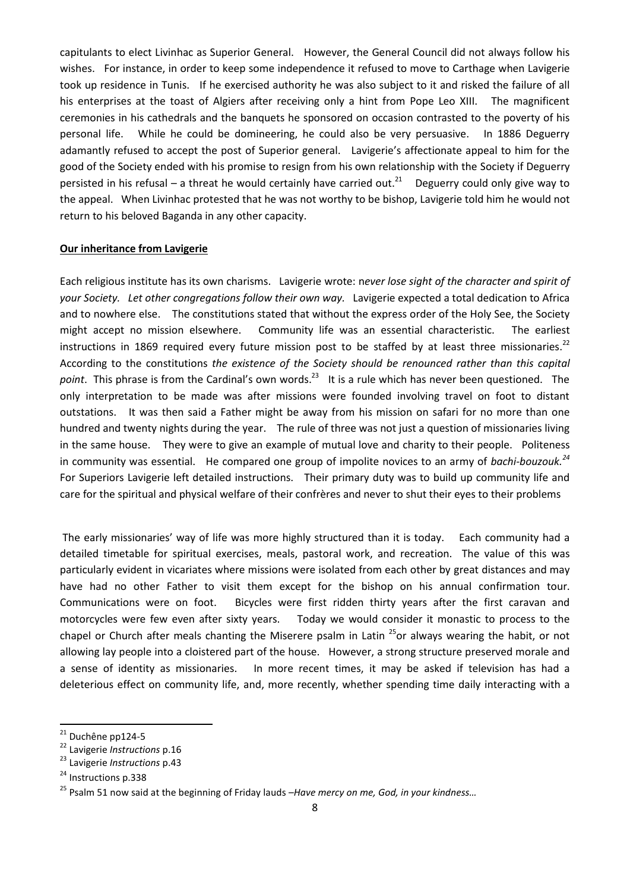capitulants to elect Livinhac as Superior General. However, the General Council did not always follow his wishes. For instance, in order to keep some independence it refused to move to Carthage when Lavigerie took up residence in Tunis. If he exercised authority he was also subject to it and risked the failure of all his enterprises at the toast of Algiers after receiving only a hint from Pope Leo XIII. The magnificent ceremonies in his cathedrals and the banquets he sponsored on occasion contrasted to the poverty of his personal life. While he could be domineering, he could also be very persuasive. In 1886 Deguerry adamantly refused to accept the post of Superior general. Lavigerie's affectionate appeal to him for the good of the Society ended with his promise to resign from his own relationship with the Society if Deguerry persisted in his refusal – a threat he would certainly have carried out.[21] Deguerry could only give way to the appeal. When Livinhac protested that he was not worthy to be bishop, Lavigerie told him he would not return to his beloved Baganda in any other capacity.

**Our inheritance from Lavigerie**

Each religious institute has its own charisms. Lavigerie wrote: n*ever lose sight of the character and spirit of your Society. Let other congregations follow their own way.* Lavigerie expected a total dedication to Africa and to nowhere else. The constitutions stated that without the express order of the Holy See, the Society might accept no mission elsewhere. Community life was an essential characteristic. The earliest instructions in 1869 required every future mission post to be staffed by at least three missionaries.[22] According to the constitutions *the existence of the Society should be renounced rather than this capital point*. This phrase is from the Cardinal's own words.[23] It is a rule which has never been questioned. The only interpretation to be made was after missions were founded involving travel on foot to distant outstations. It was then said a Father might be away from his mission on safari for no more than one hundred and twenty nights during the year. The rule of three was not just a question of missionaries living in the same house. They were to give an example of mutual love and charity to their people. Politeness in community was essential. He compared one group of impolite novices to an army of *bachi-bouzouk.*[24] For Superiors Lavigerie left detailed instructions. Their primary duty was to build up community life and care for the spiritual and physical welfare of their confrères and never to shut their eyes to their problems

The early missionaries' way of life was more highly structured than it is today. Each community had a detailed timetable for spiritual exercises, meals, pastoral work, and recreation. The value of this was particularly evident in vicariates where missions were isolated from each other by great distances and may have had no other Father to visit them except for the bishop on his annual confirmation tour. Communications were on foot. Bicycles were first ridden thirty years after the first caravan and motorcycles were few even after sixty years. Today we would consider it monastic to process to the chapel or Church after meals chanting the Miserere psalm in Latin [25]or always wearing the habit, or not allowing lay people into a cloistered part of the house. However, a strong structure preserved morale and a sense of identity as missionaries. In more recent times, it may be asked if television has had a deleterious effect on community life, and, more recently, whether spending time daily interacting with a

---

[21] Duchêne pp124-5

[22] Lavigerie *Instructions* p.16

[23] Lavigerie *Instructions* p.43

[24] Instructions p.338

[25] Psalm 51 now said at the beginning of Friday lauds –*Have mercy on me, God, in your kindness…*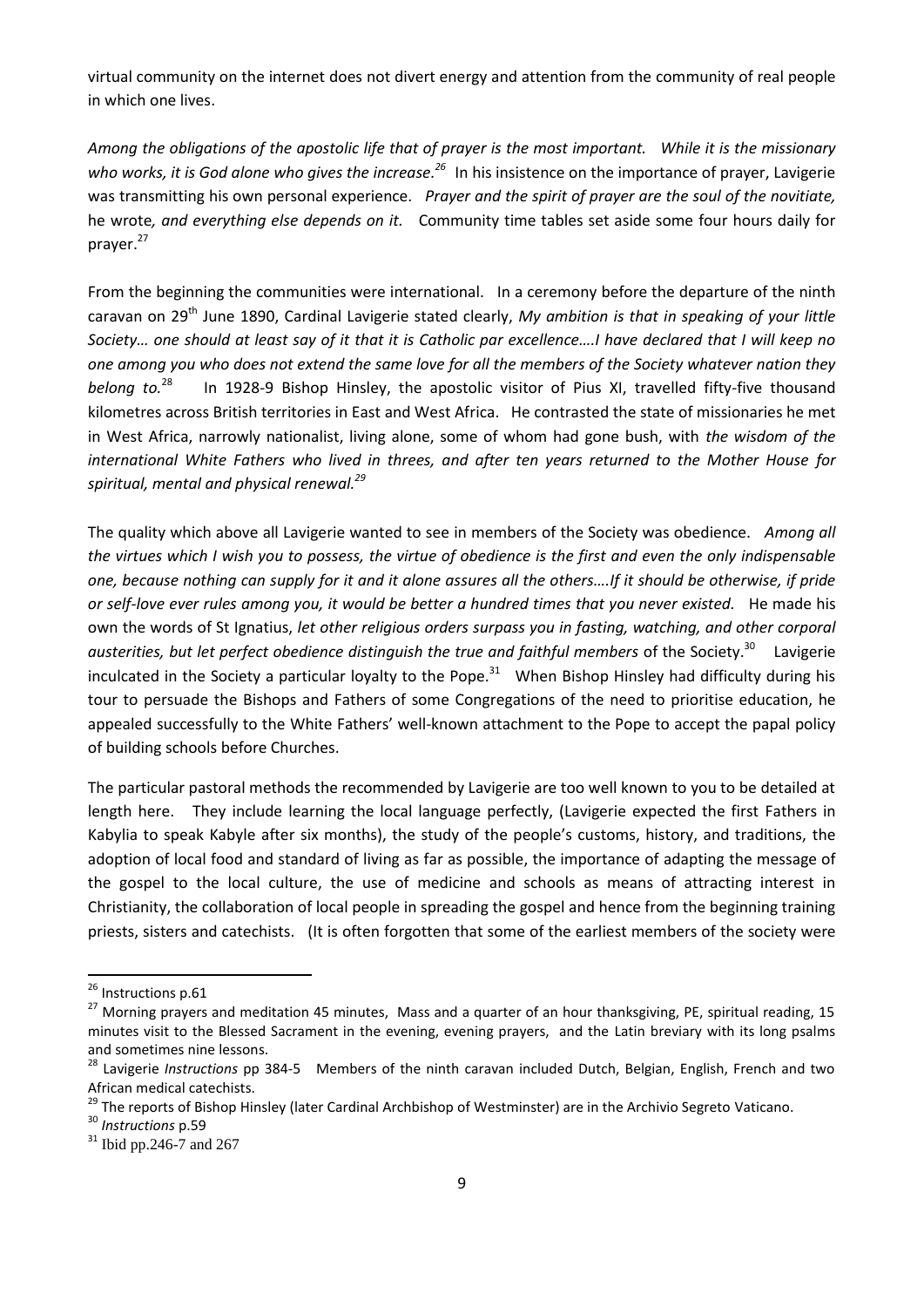virtual community on the internet does not divert energy and attention from the community of real people in which one lives.

*Among the obligations of the apostolic life that of prayer is the most important. While it is the missionary who works, it is God alone who gives the increase.*[26] In his insistence on the importance of prayer, Lavigerie was transmitting his own personal experience. *Prayer and the spirit of prayer are the soul of the novitiate,* he wrote*, and everything else depends on it.* Community time tables set aside some four hours daily for prayer.[27]

From the beginning the communities were international. In a ceremony before the departure of the ninth caravan on 29th June 1890, Cardinal Lavigerie stated clearly, *My ambition is that in speaking of your little Society… one should at least say of it that it is Catholic par excellence….I have declared that I will keep no one among you who does not extend the same love for all the members of the Society whatever nation they belong to.*[28] In 1928-9 Bishop Hinsley, the apostolic visitor of Pius XI, travelled fifty-five thousand kilometres across British territories in East and West Africa. He contrasted the state of missionaries he met in West Africa, narrowly nationalist, living alone, some of whom had gone bush, with *the wisdom of the international White Fathers who lived in threes, and after ten years returned to the Mother House for spiritual, mental and physical renewal.*[29]

The quality which above all Lavigerie wanted to see in members of the Society was obedience. *Among all the virtues which I wish you to possess, the virtue of obedience is the first and even the only indispensable one, because nothing can supply for it and it alone assures all the others….If it should be otherwise, if pride or self-love ever rules among you, it would be better a hundred times that you never existed.* He made his own the words of St Ignatius, *let other religious orders surpass you in fasting, watching, and other corporal austerities, but let perfect obedience distinguish the true and faithful members* of the Society.[30] Lavigerie inculcated in the Society a particular loyalty to the Pope.[31] When Bishop Hinsley had difficulty during his tour to persuade the Bishops and Fathers of some Congregations of the need to prioritise education, he appealed successfully to the White Fathers' well-known attachment to the Pope to accept the papal policy of building schools before Churches.

The particular pastoral methods the recommended by Lavigerie are too well known to you to be detailed at length here. They include learning the local language perfectly, (Lavigerie expected the first Fathers in Kabylia to speak Kabyle after six months), the study of the people's customs, history, and traditions, the adoption of local food and standard of living as far as possible, the importance of adapting the message of the gospel to the local culture, the use of medicine and schools as means of attracting interest in Christianity, the collaboration of local people in spreading the gospel and hence from the beginning training priests, sisters and catechists. (It is often forgotten that some of the earliest members of the society were

---

[26] Instructions p.61

[27] Morning prayers and meditation 45 minutes, Mass and a quarter of an hour thanksgiving, PE, spiritual reading, 15 minutes visit to the Blessed Sacrament in the evening, evening prayers, and the Latin breviary with its long psalms and sometimes nine lessons.

[28] Lavigerie *Instructions* pp 384-5 Members of the ninth caravan included Dutch, Belgian, English, French and two African medical catechists.

[29] The reports of Bishop Hinsley (later Cardinal Archbishop of Westminster) are in the Archivio Segreto Vaticano.

[30] *Instructions* p.59

[31] Ibid pp.246-7 and 267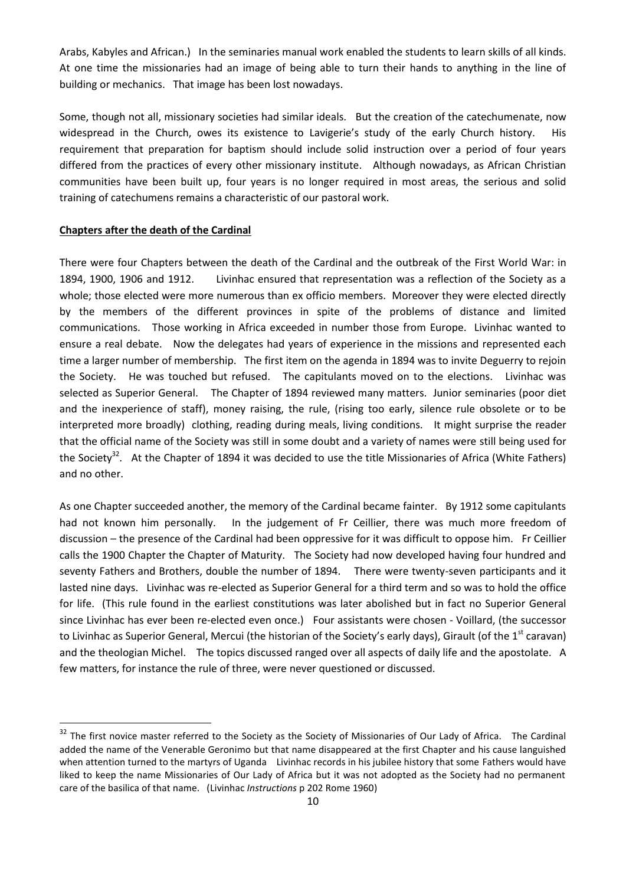Arabs, Kabyles and African.) In the seminaries manual work enabled the students to learn skills of all kinds. At one time the missionaries had an image of being able to turn their hands to anything in the line of building or mechanics. That image has been lost nowadays.

Some, though not all, missionary societies had similar ideals. But the creation of the catechumenate, now widespread in the Church, owes its existence to Lavigerie's study of the early Church history. His requirement that preparation for baptism should include solid instruction over a period of four years differed from the practices of every other missionary institute. Although nowadays, as African Christian communities have been built up, four years is no longer required in most areas, the serious and solid training of catechumens remains a characteristic of our pastoral work.

**Chapters after the death of the Cardinal**

There were four Chapters between the death of the Cardinal and the outbreak of the First World War: in 1894, 1900, 1906 and 1912. Livinhac ensured that representation was a reflection of the Society as a whole; those elected were more numerous than ex officio members. Moreover they were elected directly by the members of the different provinces in spite of the problems of distance and limited communications. Those working in Africa exceeded in number those from Europe. Livinhac wanted to ensure a real debate. Now the delegates had years of experience in the missions and represented each time a larger number of membership. The first item on the agenda in 1894 was to invite Deguerry to rejoin the Society. He was touched but refused. The capitulants moved on to the elections. Livinhac was selected as Superior General. The Chapter of 1894 reviewed many matters. Junior seminaries (poor diet and the inexperience of staff), money raising, the rule, (rising too early, silence rule obsolete or to be interpreted more broadly) clothing, reading during meals, living conditions. It might surprise the reader that the official name of the Society was still in some doubt and a variety of names were still being used for the Society[32]. At the Chapter of 1894 it was decided to use the title Missionaries of Africa (White Fathers) and no other.

As one Chapter succeeded another, the memory of the Cardinal became fainter. By 1912 some capitulants had not known him personally. In the judgement of Fr Ceillier, there was much more freedom of discussion – the presence of the Cardinal had been oppressive for it was difficult to oppose him. Fr Ceillier calls the 1900 Chapter the Chapter of Maturity. The Society had now developed having four hundred and seventy Fathers and Brothers, double the number of 1894. There were twenty-seven participants and it lasted nine days. Livinhac was re-elected as Superior General for a third term and so was to hold the office for life. (This rule found in the earliest constitutions was later abolished but in fact no Superior General since Livinhac has ever been re-elected even once.) Four assistants were chosen - Voillard, (the successor to Livinhac as Superior General, Mercui (the historian of the Society's early days), Girault (of the 1st caravan) and the theologian Michel. The topics discussed ranged over all aspects of daily life and the apostolate. A few matters, for instance the rule of three, were never questioned or discussed.

---

[32] The first novice master referred to the Society as the Society of Missionaries of Our Lady of Africa. The Cardinal added the name of the Venerable Geronimo but that name disappeared at the first Chapter and his cause languished when attention turned to the martyrs of Uganda Livinhac records in his jubilee history that some Fathers would have liked to keep the name Missionaries of Our Lady of Africa but it was not adopted as the Society had no permanent care of the basilica of that name. (Livinhac *Instructions* p 202 Rome 1960)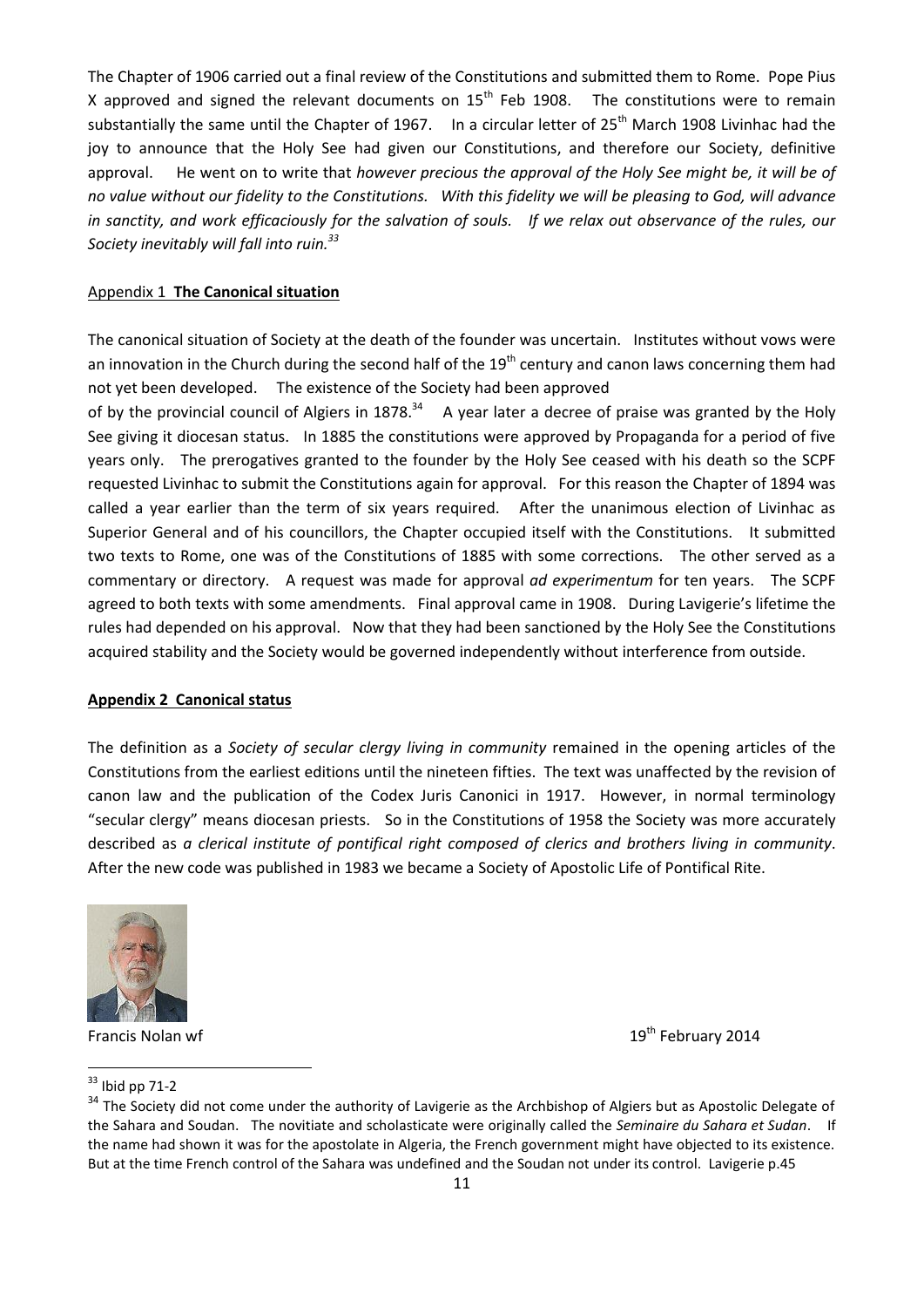The Chapter of 1906 carried out a final review of the Constitutions and submitted them to Rome. Pope Pius X approved and signed the relevant documents on 15th Feb 1908. The constitutions were to remain substantially the same until the Chapter of 1967. In a circular letter of 25th March 1908 Livinhac had the joy to announce that the Holy See had given our Constitutions, and therefore our Society, definitive approval. He went on to write that *however precious the approval of the Holy See might be, it will be of no value without our fidelity to the Constitutions. With this fidelity we will be pleasing to God, will advance in sanctity, and work efficaciously for the salvation of souls. If we relax out observance of the rules, our Society inevitably will fall into ruin.*[33]

## Appendix 1 **The Canonical situation**

The canonical situation of Society at the death of the founder was uncertain. Institutes without vows were an innovation in the Church during the second half of the 19th century and canon laws concerning them had not yet been developed. The existence of the Society had been approved of by the provincial council of Algiers in 1878.[34] A year later a decree of praise was granted by the Holy See giving it diocesan status. In 1885 the constitutions were approved by Propaganda for a period of five years only. The prerogatives granted to the founder by the Holy See ceased with his death so the SCPF requested Livinhac to submit the Constitutions again for approval. For this reason the Chapter of 1894 was called a year earlier than the term of six years required. After the unanimous election of Livinhac as Superior General and of his councillors, the Chapter occupied itself with the Constitutions. It submitted two texts to Rome, one was of the Constitutions of 1885 with some corrections. The other served as a commentary or directory. A request was made for approval *ad experimentum* for ten years. The SCPF agreed to both texts with some amendments. Final approval came in 1908. During Lavigerie's lifetime the rules had depended on his approval. Now that they had been sanctioned by the Holy See the Constitutions acquired stability and the Society would be governed independently without interference from outside.

## **Appendix 2 Canonical status**

The definition as a *Society of secular clergy living in community* remained in the opening articles of the Constitutions from the earliest editions until the nineteen fifties. The text was unaffected by the revision of canon law and the publication of the Codex Juris Canonici in 1917. However, in normal terminology "secular clergy" means diocesan priests. So in the Constitutions of 1958 the Society was more accurately described as *a clerical institute of pontifical right composed of clerics and brothers living in community*. After the new code was published in 1983 we became a Society of Apostolic Life of Pontifical Rite.

Francis Nolan wf

19th February 2014

---

[33] Ibid pp 71-2

[34] The Society did not come under the authority of Lavigerie as the Archbishop of Algiers but as Apostolic Delegate of the Sahara and Soudan. The novitiate and scholasticate were originally called the *Seminaire du Sahara et Sudan*. If the name had shown it was for the apostolate in Algeria, the French government might have objected to its existence. But at the time French control of the Sahara was undefined and the Soudan not under its control. Lavigerie p.45